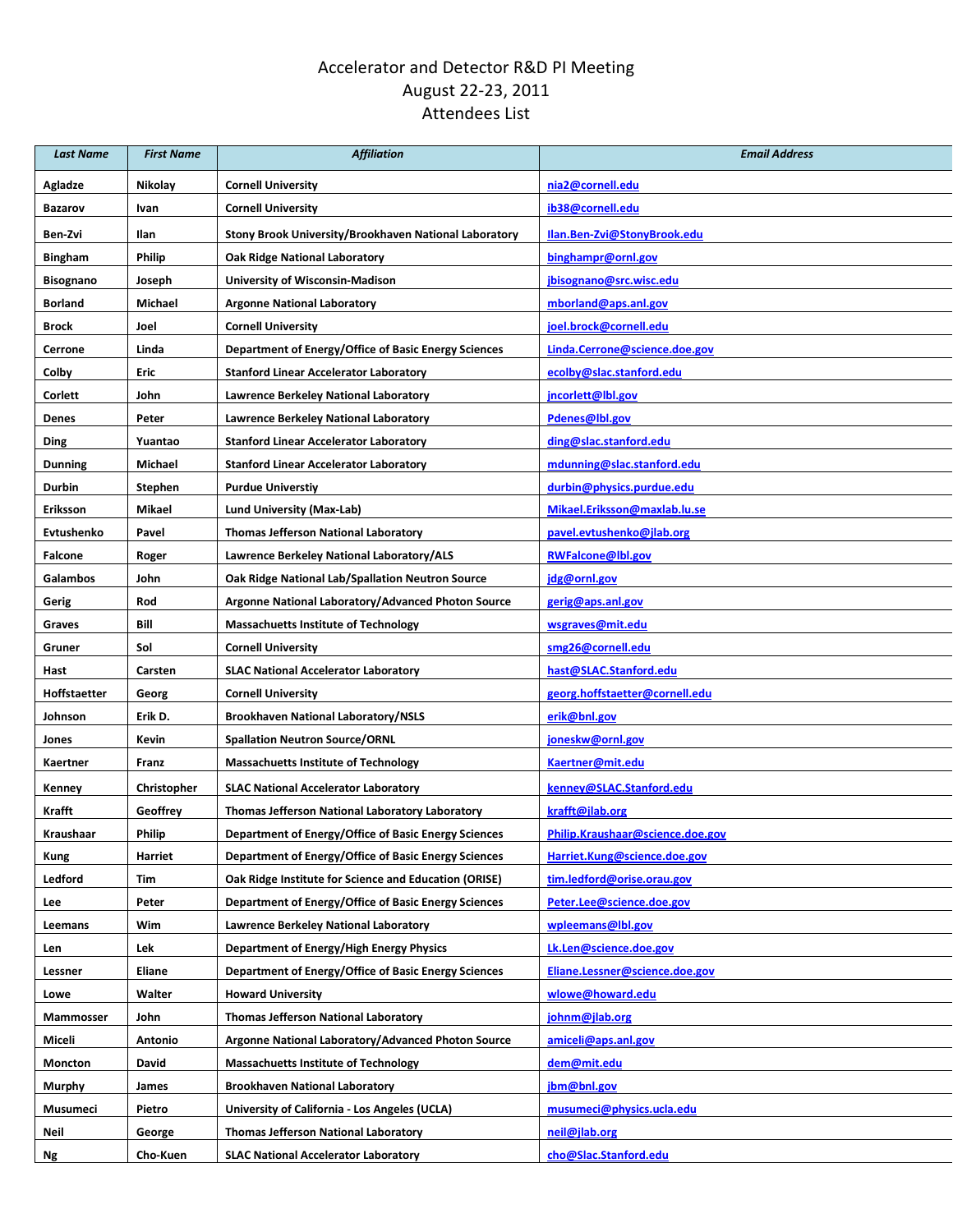# Accelerator and Detector R&D PI Meeting
## August 22-23, 2011
## Attendees List

| *Last Name* | *First Name* | *Affiliation* | *Email Address* |
|---|---|---|---|
| **Agladze** | **Nikolay** | **Cornell University** | nia2@cornell.edu |
| **Bazarov** | **Ivan** | **Cornell University** | ib38@cornell.edu |
| **Ben-Zvi** | **Ilan** | **Stony Brook University/Brookhaven National Laboratory** | Ilan.Ben-Zvi@StonyBrook.edu |
| **Bingham** | **Philip** | **Oak Ridge National Laboratory** | binghampr@ornl.gov |
| **Bisognano** | **Joseph** | **University of Wisconsin-Madison** | jbisognano@src.wisc.edu |
| **Borland** | **Michael** | **Argonne National Laboratory** | mborland@aps.anl.gov |
| **Brock** | **Joel** | **Cornell University** | joel.brock@cornell.edu |
| **Cerrone** | **Linda** | **Department of Energy/Office of Basic Energy Sciences** | Linda.Cerrone@science.doe.gov |
| **Colby** | **Eric** | **Stanford Linear Accelerator Laboratory** | ecolby@slac.stanford.edu |
| **Corlett** | **John** | **Lawrence Berkeley National Laboratory** | jncorlett@lbl.gov |
| **Denes** | **Peter** | **Lawrence Berkeley National Laboratory** | Pdenes@lbl.gov |
| **Ding** | **Yuantao** | **Stanford Linear Accelerator Laboratory** | ding@slac.stanford.edu |
| **Dunning** | **Michael** | **Stanford Linear Accelerator Laboratory** | mdunning@slac.stanford.edu |
| **Durbin** | **Stephen** | **Purdue Universtiy** | durbin@physics.purdue.edu |
| **Eriksson** | **Mikael** | **Lund University (Max-Lab)** | Mikael.Eriksson@maxlab.lu.se |
| **Evtushenko** | **Pavel** | **Thomas Jefferson National Laboratory** | pavel.evtushenko@jlab.org |
| **Falcone** | **Roger** | **Lawrence Berkeley National Laboratory/ALS** | RWFalcone@lbl.gov |
| **Galambos** | **John** | **Oak Ridge National Lab/Spallation Neutron Source** | jdg@ornl.gov |
| **Gerig** | **Rod** | **Argonne National Laboratory/Advanced Photon Source** | gerig@aps.anl.gov |
| **Graves** | **Bill** | **Massachuetts Institute of Technology** | wsgraves@mit.edu |
| **Gruner** | **Sol** | **Cornell University** | smg26@cornell.edu |
| **Hast** | **Carsten** | **SLAC National Accelerator Laboratory** | hast@SLAC.Stanford.edu |
| **Hoffstaetter** | **Georg** | **Cornell University** | georg.hoffstaetter@cornell.edu |
| **Johnson** | **Erik D.** | **Brookhaven National Laboratory/NSLS** | erik@bnl.gov |
| **Jones** | **Kevin** | **Spallation Neutron Source/ORNL** | joneskw@ornl.gov |
| **Kaertner** | **Franz** | **Massachuetts Institute of Technology** | Kaertner@mit.edu |
| **Kenney** | **Christopher** | **SLAC National Accelerator Laboratory** | kenney@SLAC.Stanford.edu |
| **Krafft** | **Geoffrey** | **Thomas Jefferson National Laboratory Laboratory** | krafft@jlab.org |
| **Kraushaar** | **Philip** | **Department of Energy/Office of Basic Energy Sciences** | Philip.Kraushaar@science.doe.gov |
| **Kung** | **Harriet** | **Department of Energy/Office of Basic Energy Sciences** | Harriet.Kung@science.doe.gov |
| **Ledford** | **Tim** | **Oak Ridge Institute for Science and Education (ORISE)** | tim.ledford@orise.orau.gov |
| **Lee** | **Peter** | **Department of Energy/Office of Basic Energy Sciences** | Peter.Lee@science.doe.gov |
| **Leemans** | **Wim** | **Lawrence Berkeley National Laboratory** | wpleemans@lbl.gov |
| **Len** | **Lek** | **Department of Energy/High Energy Physics** | Lk.Len@science.doe.gov |
| **Lessner** | **Eliane** | **Department of Energy/Office of Basic Energy Sciences** | Eliane.Lessner@science.doe.gov |
| **Lowe** | **Walter** | **Howard University** | wlowe@howard.edu |
| **Mammosser** | **John** | **Thomas Jefferson National Laboratory** | johnm@jlab.org |
| **Miceli** | **Antonio** | **Argonne National Laboratory/Advanced Photon Source** | amiceli@aps.anl.gov |
| **Moncton** | **David** | **Massachuetts Institute of Technology** | dem@mit.edu |
| **Murphy** | **James** | **Brookhaven National Laboratory** | jbm@bnl.gov |
| **Musumeci** | **Pietro** | **University of California - Los Angeles (UCLA)** | musumeci@physics.ucla.edu |
| **Neil** | **George** | **Thomas Jefferson National Laboratory** | neil@jlab.org |
| **Ng** | **Cho-Kuen** | **SLAC National Accelerator Laboratory** | cho@Slac.Stanford.edu |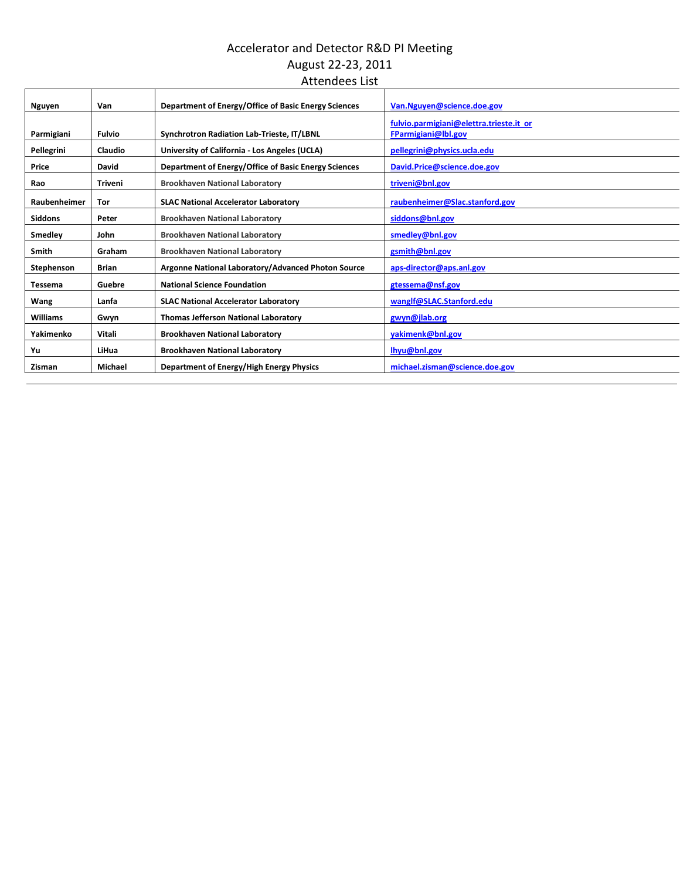# Accelerator and Detector R&D PI Meeting

August 22-23, 2011

Attendees List

| | | | |
|---|---|---|---|
| **Nguyen** | **Van** | **Department of Energy/Office of Basic Energy Sciences** | Van.Nguyen@science.doe.gov |
| **Parmigiani** | **Fulvio** | **Synchrotron Radiation Lab-Trieste, IT/LBNL** | fulvio.parmigiani@elettra.trieste.it or FParmigiani@lbl.gov |
| **Pellegrini** | **Claudio** | **University of California - Los Angeles (UCLA)** | pellegrini@physics.ucla.edu |
| **Price** | **David** | **Department of Energy/Office of Basic Energy Sciences** | David.Price@science.doe.gov |
| **Rao** | **Triveni** | **Brookhaven National Laboratory** | triveni@bnl.gov |
| **Raubenheimer** | **Tor** | **SLAC National Accelerator Laboratory** | raubenheimer@Slac.stanford.gov |
| **Siddons** | **Peter** | **Brookhaven National Laboratory** | siddons@bnl.gov |
| **Smedley** | **John** | **Brookhaven National Laboratory** | smedley@bnl.gov |
| **Smith** | **Graham** | **Brookhaven National Laboratory** | gsmith@bnl.gov |
| **Stephenson** | **Brian** | **Argonne National Laboratory/Advanced Photon Source** | aps-director@aps.anl.gov |
| **Tessema** | **Guebre** | **National Science Foundation** | gtessema@nsf.gov |
| **Wang** | **Lanfa** | **SLAC National Accelerator Laboratory** | wanglf@SLAC.Stanford.edu |
| **Williams** | **Gwyn** | **Thomas Jefferson National Laboratory** | gwyn@jlab.org |
| **Yakimenko** | **Vitali** | **Brookhaven National Laboratory** | yakimenk@bnl.gov |
| **Yu** | **LiHua** | **Brookhaven National Laboratory** | lhyu@bnl.gov |
| **Zisman** | **Michael** | **Department of Energy/High Energy Physics** | michael.zisman@science.doe.gov |